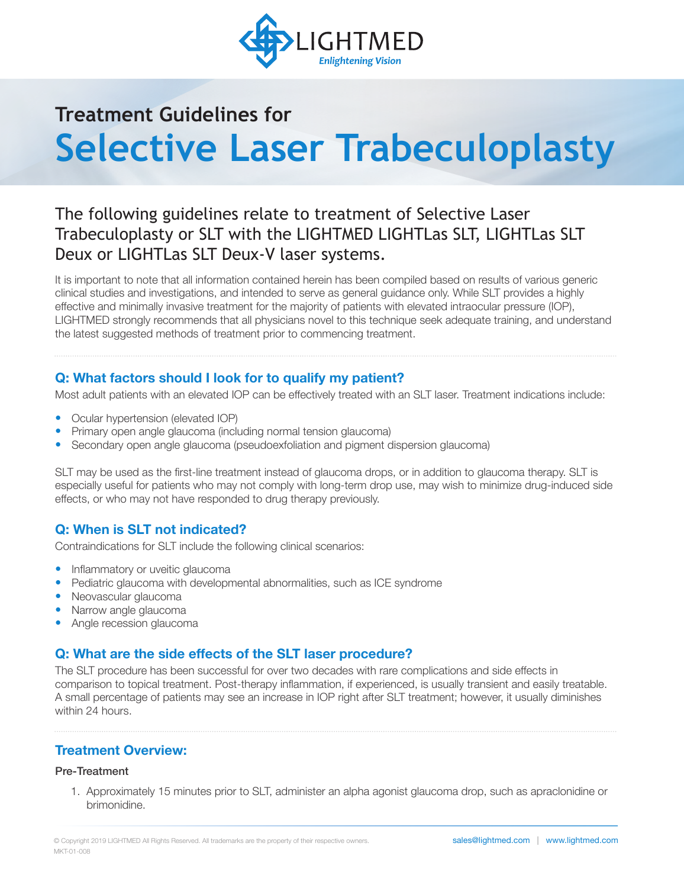LIGHTMED

*Enlightening Vision*

## Treatment Guidelines for

# Selective Laser Trabeculoplasty

### The following guidelines relate to treatment of Selective Laser Trabeculoplasty or SLT with the LIGHTMED LIGHTLas SLT, LIGHTLas SLT Deux or LIGHTLas SLT Deux-V laser systems.

It is important to note that all information contained herein has been compiled based on results of various generic clinical studies and investigations, and intended to serve as general guidance only. While SLT provides a highly effective and minimally invasive treatment for the majority of patients with elevated intraocular pressure (IOP), LIGHTMED strongly recommends that all physicians novel to this technique seek adequate training, and understand the latest suggested methods of treatment prior to commencing treatment.

## Q: What factors should I look for to qualify my patient?

Most adult patients with an elevated IOP can be effectively treated with an SLT laser. Treatment indications include:

- Ocular hypertension (elevated IOP)
- Primary open angle glaucoma (including normal tension glaucoma)
- Secondary open angle glaucoma (pseudoexfoliation and pigment dispersion glaucoma)

SLT may be used as the first-line treatment instead of glaucoma drops, or in addition to glaucoma therapy. SLT is especially useful for patients who may not comply with long-term drop use, may wish to minimize drug-induced side effects, or who may not have responded to drug therapy previously.

## Q: When is SLT not indicated?

Contraindications for SLT include the following clinical scenarios:

- Inflammatory or uveitic glaucoma
- Pediatric glaucoma with developmental abnormalities, such as ICE syndrome
- Neovascular glaucoma
- Narrow angle glaucoma
- Angle recession glaucoma

## Q: What are the side effects of the SLT laser procedure?

The SLT procedure has been successful for over two decades with rare complications and side effects in comparison to topical treatment. Post-therapy inflammation, if experienced, is usually transient and easily treatable. A small percentage of patients may see an increase in IOP right after SLT treatment; however, it usually diminishes within 24 hours.

## Treatment Overview:

### Pre-Treatment

1. Approximately 15 minutes prior to SLT, administer an alpha agonist glaucoma drop, such as apraclonidine or brimonidine.

© Copyright 2019 LIGHTMED All Rights Reserved. All trademarks are the property of their respective owners.
MKT-01-008

sales@lightmed.com | www.lightmed.com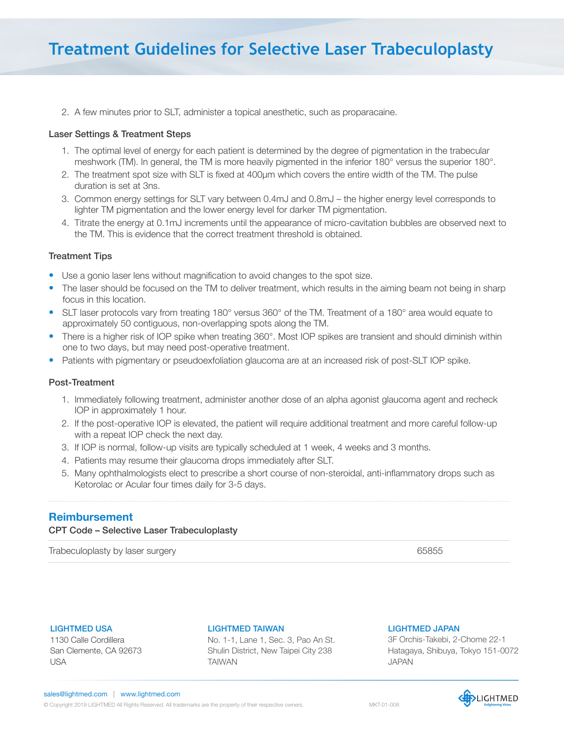# Treatment Guidelines for Selective Laser Trabeculoplasty

2. A few minutes prior to SLT, administer a topical anesthetic, such as proparacaine.

### Laser Settings & Treatment Steps

1. The optimal level of energy for each patient is determined by the degree of pigmentation in the trabecular meshwork (TM). In general, the TM is more heavily pigmented in the inferior 180° versus the superior 180°.
2. The treatment spot size with SLT is fixed at 400μm which covers the entire width of the TM. The pulse duration is set at 3ns.
3. Common energy settings for SLT vary between 0.4mJ and 0.8mJ – the higher energy level corresponds to lighter TM pigmentation and the lower energy level for darker TM pigmentation.
4. Titrate the energy at 0.1mJ increments until the appearance of micro-cavitation bubbles are observed next to the TM. This is evidence that the correct treatment threshold is obtained.

### Treatment Tips

- Use a gonio laser lens without magnification to avoid changes to the spot size.
- The laser should be focused on the TM to deliver treatment, which results in the aiming beam not being in sharp focus in this location.
- SLT laser protocols vary from treating 180° versus 360° of the TM. Treatment of a 180° area would equate to approximately 50 contiguous, non-overlapping spots along the TM.
- There is a higher risk of IOP spike when treating 360°. Most IOP spikes are transient and should diminish within one to two days, but may need post-operative treatment.
- Patients with pigmentary or pseudoexfoliation glaucoma are at an increased risk of post-SLT IOP spike.

### Post-Treatment

1. Immediately following treatment, administer another dose of an alpha agonist glaucoma agent and recheck IOP in approximately 1 hour.
2. If the post-operative IOP is elevated, the patient will require additional treatment and more careful follow-up with a repeat IOP check the next day.
3. If IOP is normal, follow-up visits are typically scheduled at 1 week, 4 weeks and 3 months.
4. Patients may resume their glaucoma drops immediately after SLT.
5. Many ophthalmologists elect to prescribe a short course of non-steroidal, anti-inflammatory drops such as Ketorolac or Acular four times daily for 3-5 days.

## Reimbursement

### CPT Code – Selective Laser Trabeculoplasty

| | |
|---|---|
| Trabeculoplasty by laser surgery | 65855 |

**LIGHTMED USA**
1130 Calle Cordillera
San Clemente, CA 92673
USA

**LIGHTMED TAIWAN**
No. 1-1, Lane 1, Sec. 3, Pao An St.
Shulin District, New Taipei City 238
TAIWAN

**LIGHTMED JAPAN**
3F Orchis-Takebi, 2-Chome 22-1
Hatagaya, Shibuya, Tokyo 151-0072
JAPAN

sales@lightmed.com | www.lightmed.com

© Copyright 2019 LIGHTMED All Rights Reserved. All trademarks are the property of their respective owners.

MKT-01-008

LIGHTMED Enlightening Vision